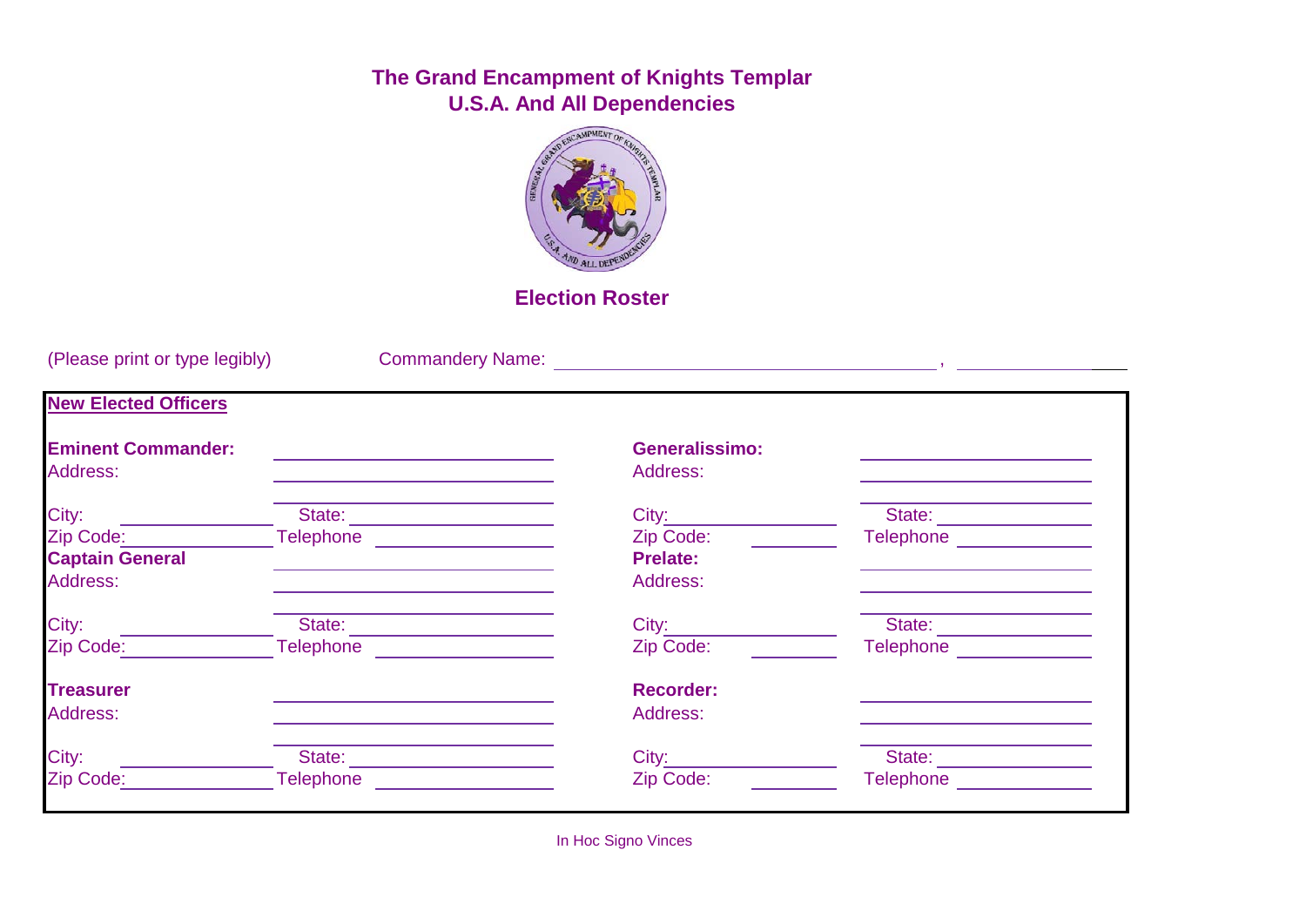# The Grand Encampment of Knights Templar
# U.S.A. And All Dependencies

## Election Roster

(Please print or type legibly) Commandery Name: ______________________________ , ______________

**New Elected Officers**

**Eminent Commander:** ______________________
Address: ______________________
______________________
City: ______________ State: ______________
Zip Code: ______________ Telephone ______________

**Captain General** ______________________
Address: ______________________
______________________
City: ______________ State: ______________
Zip Code: ______________ Telephone ______________

**Treasurer** ______________________
Address: ______________________
______________________
City: ______________ State: ______________
Zip Code: ______________ Telephone ______________

**Generalissimo:** ______________________
Address: ______________________
______________________
City: ______________ State: ______________
Zip Code: ______________ Telephone ______________

**Prelate:** ______________________
Address: ______________________
______________________
City: ______________ State: ______________
Zip Code: ______________ Telephone ______________

**Recorder:** ______________________
Address: ______________________
______________________
City: ______________ State: ______________
Zip Code: ______________ Telephone ______________

In Hoc Signo Vinces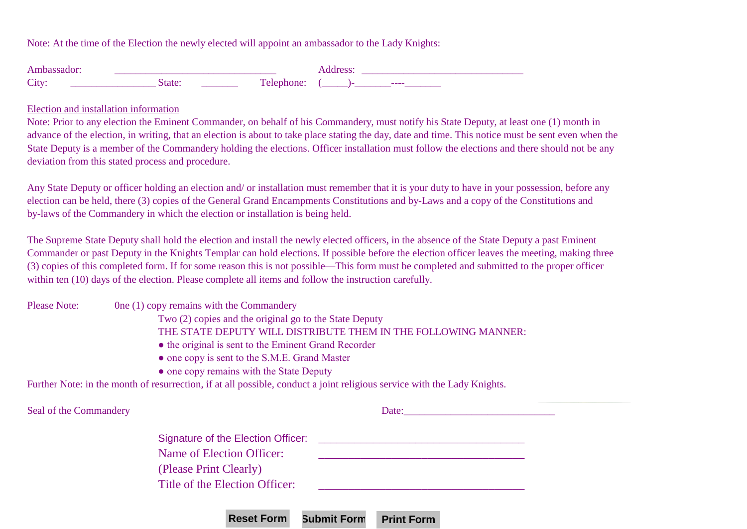Note: At the time of the Election the newly elected will appoint an ambassador to the Lady Knights:

Ambassador: ______________________________ Address: ______________________________

City: ________________ State: _______ Telephone: (_____)-_______----_______

<u>Election and installation information</u>

Note: Prior to any election the Eminent Commander, on behalf of his Commandery, must notify his State Deputy, at least one (1) month in advance of the election, in writing, that an election is about to take place stating the day, date and time. This notice must be sent even when the State Deputy is a member of the Commandery holding the elections. Officer installation must follow the elections and there should not be any deviation from this stated process and procedure.

Any State Deputy or officer holding an election and/ or installation must remember that it is your duty to have in your possession, before any election can be held, there (3) copies of the General Grand Encampments Constitutions and by-Laws and a copy of the Constitutions and by-laws of the Commandery in which the election or installation is being held.

The Supreme State Deputy shall hold the election and install the newly elected officers, in the absence of the State Deputy a past Eminent Commander or past Deputy in the Knights Templar can hold elections. If possible before the election officer leaves the meeting, making three (3) copies of this completed form. If for some reason this is not possible—This form must be completed and submitted to the proper officer within ten (10) days of the election. Please complete all items and follow the instruction carefully.

Please Note: 0ne (1) copy remains with the Commandery

Two (2) copies and the original go to the State Deputy

THE STATE DEPUTY WILL DISTRIBUTE THEM IN THE FOLLOWING MANNER:

- the original is sent to the Eminent Grand Recorder
- one copy is sent to the S.M.E. Grand Master
- one copy remains with the State Deputy

Further Note: in the month of resurrection, if at all possible, conduct a joint religious service with the Lady Knights.

Seal of the Commandery Date:____________________________

Signature of the Election Officer: ______________________________________

Name of Election Officer: ______________________________________

(Please Print Clearly)

Title of the Election Officer: ______________________________________

Reset Form Submit Form Print Form